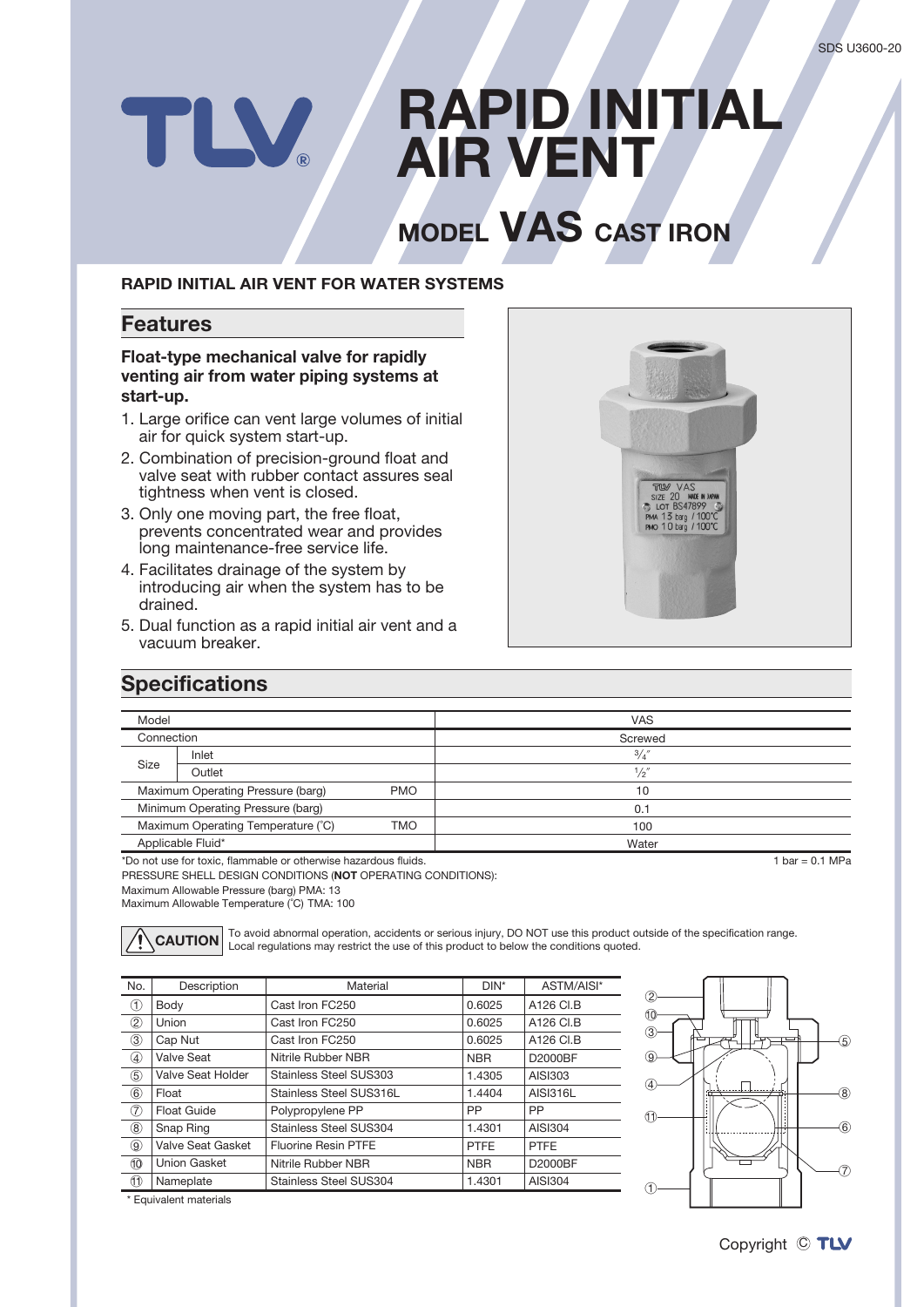# RAPID INITIAL AIR VENT

## MODEL VAS CAST IRON

**RAPID INITIAL AIR VENT FOR WATER SYSTEMS**

## Features

**Float-type mechanical valve for rapidly venting air from water piping systems at start-up.**

1. Large orifice can vent large volumes of initial air for quick system start-up.
2. Combination of precision-ground float and valve seat with rubber contact assures seal tightness when vent is closed.
3. Only one moving part, the free float, prevents concentrated wear and provides long maintenance-free service life.
4. Facilitates drainage of the system by introducing air when the system has to be drained.
5. Dual function as a rapid initial air vent and a vacuum breaker.

## Specifications

| Model | | | VAS |
|---|---|---|---|
| Connection | | | Screwed |
| Size | Inlet | | 3/4″ |
| | Outlet | | 1/2″ |
| Maximum Operating Pressure (barg) | | PMO | 10 |
| Minimum Operating Pressure (barg) | | | 0.1 |
| Maximum Operating Temperature (˚C) | | TMO | 100 |
| Applicable Fluid* | | | Water |

*Do not use for toxic, flammable or otherwise hazardous fluids.

1 bar = 0.1 MPa

PRESSURE SHELL DESIGN CONDITIONS (**NOT** OPERATING CONDITIONS):
Maximum Allowable Pressure (barg) PMA: 13
Maximum Allowable Temperature (˚C) TMA: 100

**CAUTION** To avoid abnormal operation, accidents or serious injury, DO NOT use this product outside of the specification range. Local regulations may restrict the use of this product to below the conditions quoted.

| No. | Description | Material | DIN* | ASTM/AISI* |
|---|---|---|---|---|
| ① | Body | Cast Iron FC250 | 0.6025 | A126 Cl.B |
| ② | Union | Cast Iron FC250 | 0.6025 | A126 Cl.B |
| ③ | Cap Nut | Cast Iron FC250 | 0.6025 | A126 Cl.B |
| ④ | Valve Seat | Nitrile Rubber NBR | NBR | D2000BF |
| ⑤ | Valve Seat Holder | Stainless Steel SUS303 | 1.4305 | AISI303 |
| ⑥ | Float | Stainless Steel SUS316L | 1.4404 | AISI316L |
| ⑦ | Float Guide | Polypropylene PP | PP | PP |
| ⑧ | Snap Ring | Stainless Steel SUS304 | 1.4301 | AISI304 |
| ⑨ | Valve Seat Gasket | Fluorine Resin PTFE | PTFE | PTFE |
| ⑩ | Union Gasket | Nitrile Rubber NBR | NBR | D2000BF |
| ⑪ | Nameplate | Stainless Steel SUS304 | 1.4301 | AISI304 |

\* Equivalent materials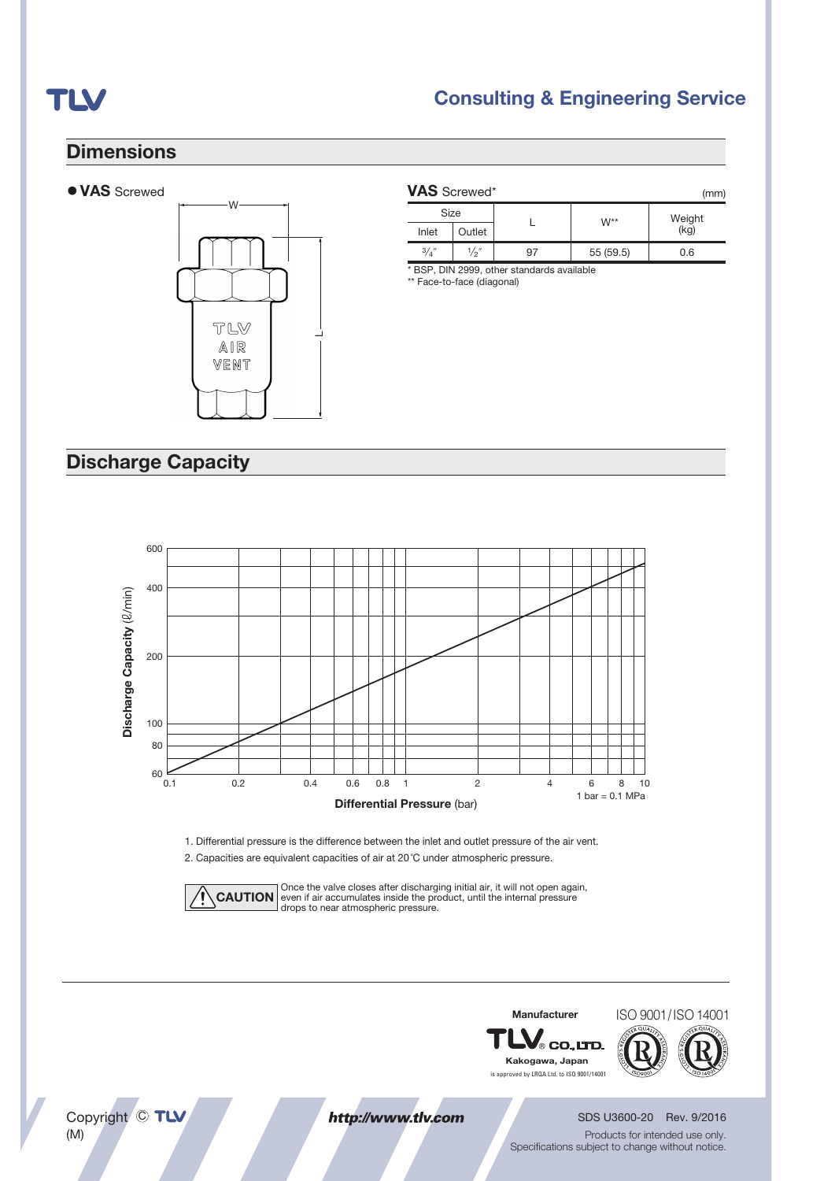## Dimensions

● **VAS** Screwed

W

L

TLV
AIR
VENT

**VAS** Screwed* (mm)

| Size | | L | W** | Weight (kg) |
|---|---|---|---|---|
| Inlet | Outlet | | | |
| 3/4″ | 1/2″ | 97 | 55 (59.5) | 0.6 |

\* BSP, DIN 2999, other standards available
\** Face-to-face (diagonal)

## Discharge Capacity

Discharge Capacity (ℓ/min)

600
400
200
100
80
60

0.1 0.2 0.4 0.6 0.8 1 2 4 6 8 10

1 bar = 0.1 MPa

**Differential Pressure** (bar)

1. Differential pressure is the difference between the inlet and outlet pressure of the air vent.
2. Capacities are equivalent capacities of air at 20°C under atmospheric pressure.

**CAUTION** Once the valve closes after discharging initial air, it will not open again, even if air accumulates inside the product, until the internal pressure drops to near atmospheric pressure.

**Manufacturer**
TLV® CO., LTD.
**Kakogawa, Japan**
is approved by LRQA Ltd. to ISO 9001/14001

ISO 9001/ISO 14001

Copyright © TLV
(M)

http://www.tlv.com

SDS U3600-20 Rev. 9/2016

Products for intended use only.
Specifications subject to change without notice.